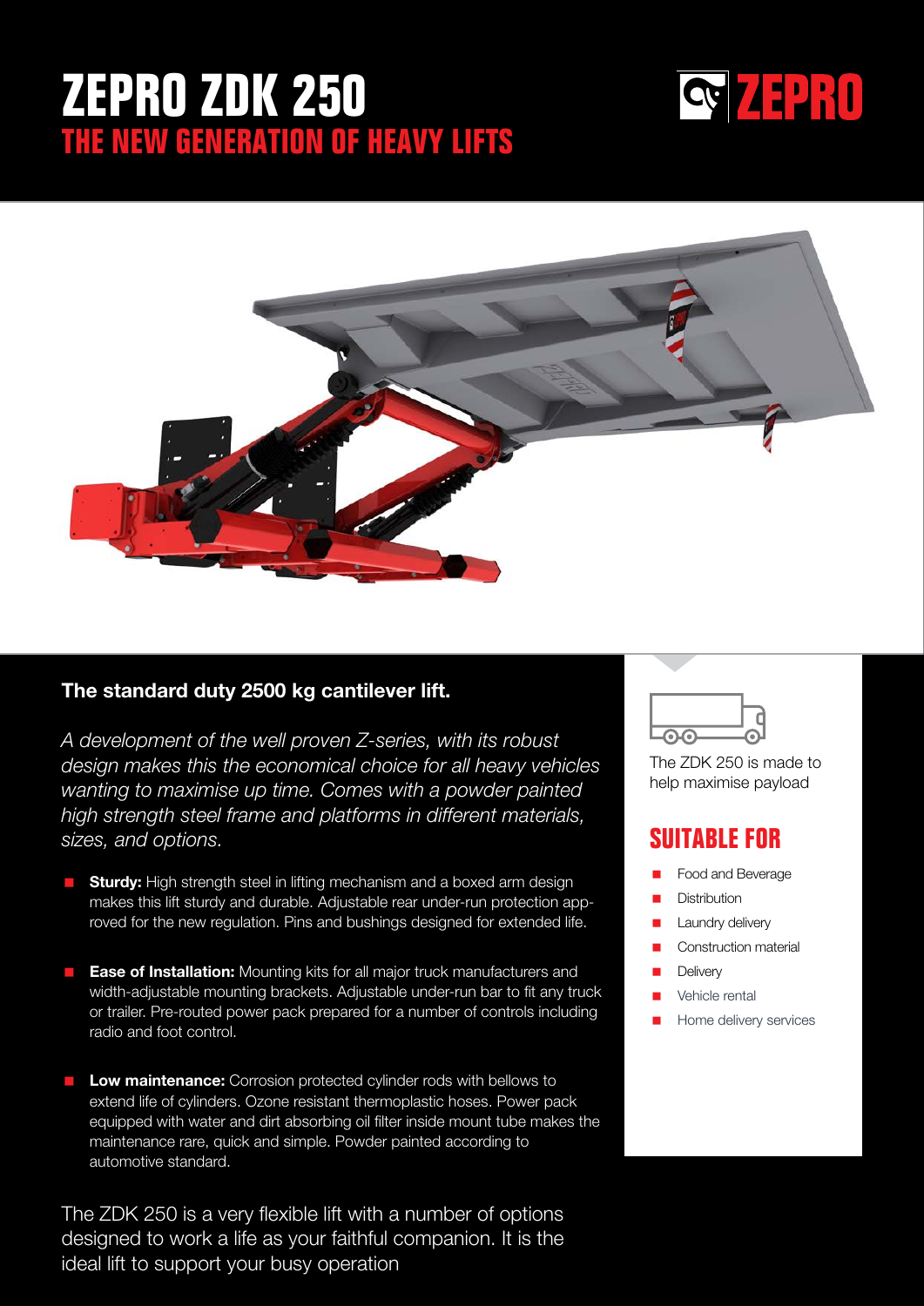# ZEPRO ZDK 250

## THE NEW GENERATION OF HEAVY LIFTS

ZEPRO

### The standard duty 2500 kg cantilever lift.

*A development of the well proven Z-series, with its robust design makes this the economical choice for all heavy vehicles wanting to maximise up time. Comes with a powder painted high strength steel frame and platforms in different materials, sizes, and options.*

- **Sturdy:** High strength steel in lifting mechanism and a boxed arm design makes this lift sturdy and durable. Adjustable rear under-run protection approved for the new regulation. Pins and bushings designed for extended life.
- **Ease of Installation:** Mounting kits for all major truck manufacturers and width-adjustable mounting brackets. Adjustable under-run bar to fit any truck or trailer. Pre-routed power pack prepared for a number of controls including radio and foot control.
- **Low maintenance:** Corrosion protected cylinder rods with bellows to extend life of cylinders. Ozone resistant thermoplastic hoses. Power pack equipped with water and dirt absorbing oil filter inside mount tube makes the maintenance rare, quick and simple. Powder painted according to automotive standard.

The ZDK 250 is a very flexible lift with a number of options designed to work a life as your faithful companion. It is the ideal lift to support your busy operation

The ZDK 250 is made to help maximise payload

## SUITABLE FOR

- Food and Beverage
- Distribution
- Laundry delivery
- Construction material
- Delivery
- Vehicle rental
- Home delivery services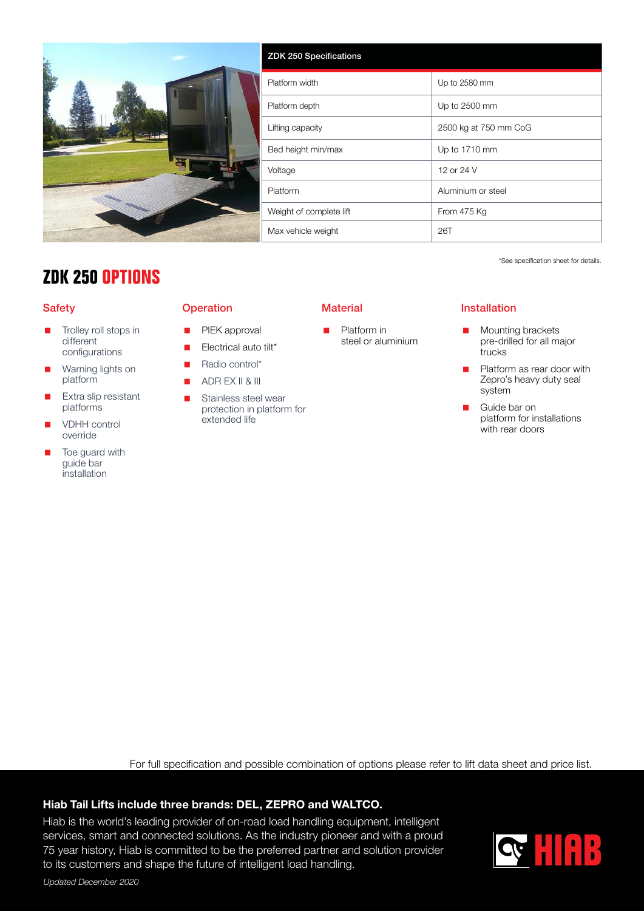| ZDK 250 Specifications | |
|---|---|
| Platform width | Up to 2580 mm |
| Platform depth | Up to 2500 mm |
| Lifting capacity | 2500 kg at 750 mm CoG |
| Bed height min/max | Up to 1710 mm |
| Voltage | 12 or 24 V |
| Platform | Aluminium or steel |
| Weight of complete lift | From 475 Kg |
| Max vehicle weight | 26T |

*See specification sheet for details.

# ZDK 250 OPTIONS

## Safety

- Trolley roll stops in different configurations
- Warning lights on platform
- Extra slip resistant platforms
- VDHH control override
- Toe guard with guide bar installation

## Operation

- PIEK approval
- Electrical auto tilt*
- Radio control*
- ADR EX II & III
- Stainless steel wear protection in platform for extended life

## Material

- Platform in steel or aluminium

## Installation

- Mounting brackets pre-drilled for all major trucks
- Platform as rear door with Zepro's heavy duty seal system
- Guide bar on platform for installations with rear doors

For full specification and possible combination of options please refer to lift data sheet and price list.

**Hiab Tail Lifts include three brands: DEL, ZEPRO and WALTCO.**

Hiab is the world's leading provider of on-road load handling equipment, intelligent services, smart and connected solutions. As the industry pioneer and with a proud 75 year history, Hiab is committed to be the preferred partner and solution provider to its customers and shape the future of intelligent load handling.

HIAB

*Updated December 2020*